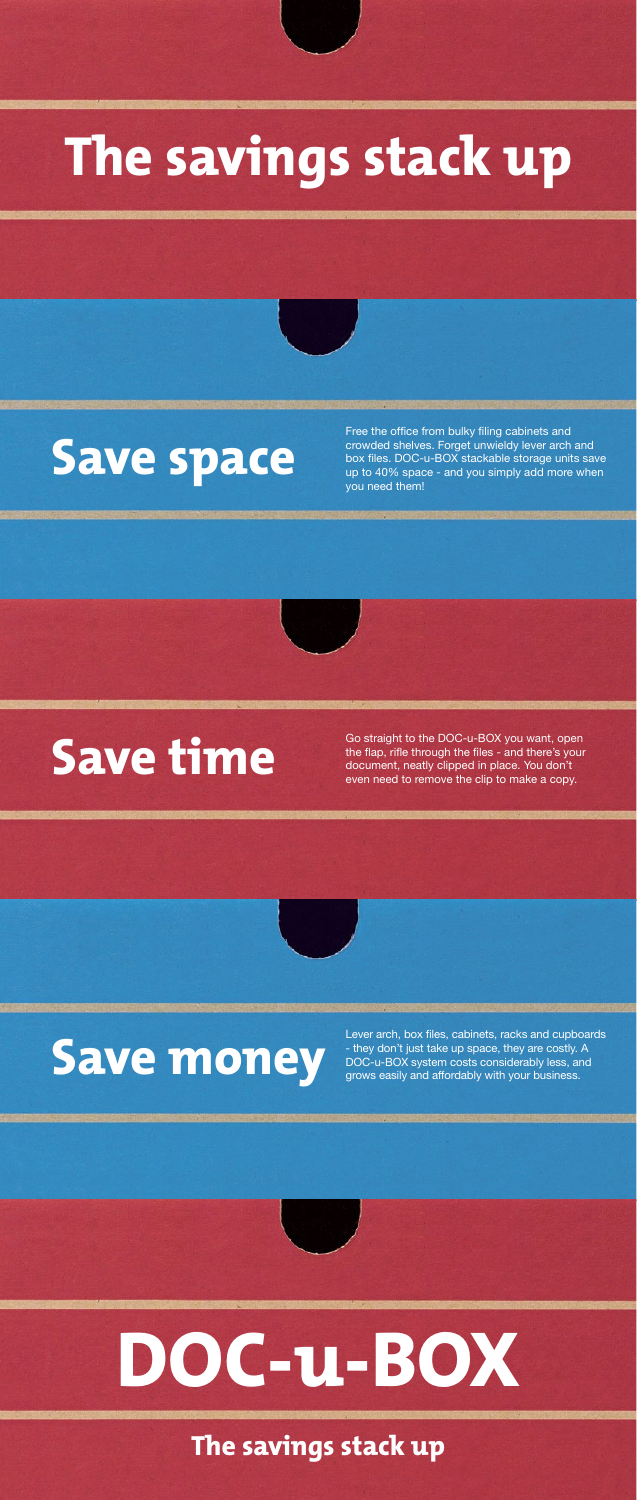# The savings stack up

## Save space

Free the office from bulky filing cabinets and crowded shelves. Forget unwieldy lever arch and box files. DOC-u-BOX stackable storage units save up to 40% space - and you simply add more when you need them!

## Save time

Go straight to the DOC-u-BOX you want, open the flap, rifle through the files - and there's your document, neatly clipped in place. You don't even need to remove the clip to make a copy.

## Save money

Lever arch, box files, cabinets, racks and cupboards - they don't just take up space, they are costly. A DOC-u-BOX system costs considerably less, and grows easily and affordably with your business.

# DOC-u-BOX

**The savings stack up**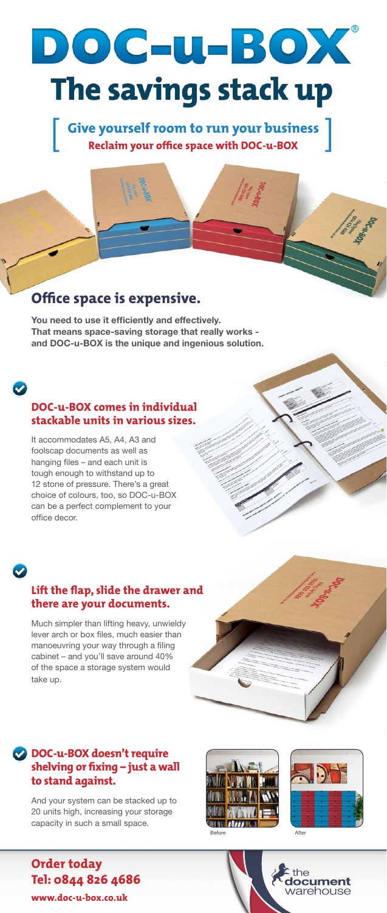# DOC-u-BOX®

## The savings stack up

**Give yourself room to run your business**

**Reclaim your office space with DOC-u-BOX**

## Office space is expensive.

**You need to use it efficiently and effectively. That means space-saving storage that really works - and DOC-u-BOX is the unique and ingenious solution.**

### DOC-u-BOX comes in individual stackable units in various sizes.

It accommodates A5, A4, A3 and foolscap documents as well as hanging files – and each unit is tough enough to withstand up to 12 stone of pressure. There's a great choice of colours, too, so DOC-u-BOX can be a perfect complement to your office decor.

### Lift the flap, slide the drawer and there are your documents.

Much simpler than lifting heavy, unwieldy lever arch or box files, much easier than manoeuvring your way through a filing cabinet – and you'll save around 40% of the space a storage system would take up.

### DOC-u-BOX doesn't require shelving or fixing – just a wall to stand against.

And your system can be stacked up to 20 units high, increasing your storage capacity in such a small space.

Before

After

**Order today**

**Tel: 0844 826 4686**

**www.doc-u-box.co.uk**

the document warehouse